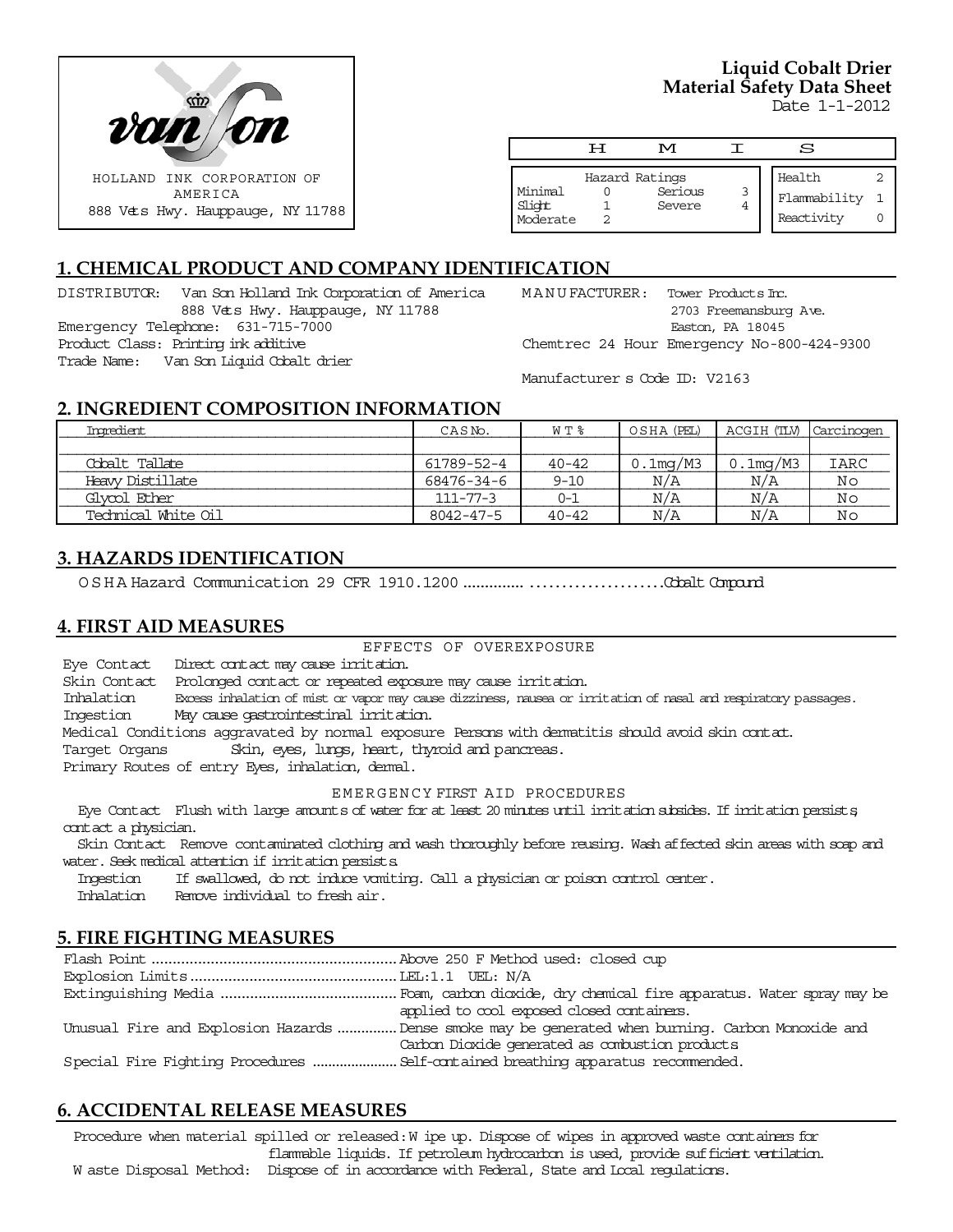HOLLAND INK CORPORATION OF AMERICA
888 Vets Hwy. Hauppauge, NY 11788

# Liquid Cobalt Drier Material Safety Data Sheet

Date 1-1-2012

| H M I S | | | |
|---|---|---|---|
| Hazard Ratings | | | |
| Minimal 0 | Serious 3 | Health | 2 |
| Slight 1 | Severe 4 | Flammability | 1 |
| Moderate 2 | | Reactivity | 0 |

## 1. CHEMICAL PRODUCT AND COMPANY IDENTIFICATION

DISTRIBUTOR: Van Son Holland Ink Corporation of America
888 Vets Hwy. Hauppauge, NY 11788
Emergency Telephone: 631-715-7000
Product Class: Printing ink additive
Trade Name: Van Son Liquid Cobalt drier

MANUFACTURER: Tower Products Inc.
2703 Freemansburg Ave.
Easton, PA 18045
Chemtrec 24 Hour Emergency No-800-424-9300

Manufacturer s Code ID: V2163

## 2. INGREDIENT COMPOSITION INFORMATION

| Ingredient | CAS No. | W T % | OSHA (PEL) | ACGIH (TLV) | Carcinogen |
|---|---|---|---|---|---|
| Cobalt Tallate | 61789-52-4 | 40-42 | 0.1mg/M3 | 0.1mg/M3 | IARC |
| Heavy Distillate | 68476-34-6 | 9-10 | N/A | N/A | No |
| Glycol Ether | 111-77-3 | 0-1 | N/A | N/A | No |
| Technical White Oil | 8042-47-5 | 40-42 | N/A | N/A | No |

## 3. HAZARDS IDENTIFICATION

OSHA Hazard Communication 29 CFR 1910.1200 .............. .....................Cobalt Compound

## 4. FIRST AID MEASURES

EFFECTS OF OVEREXPOSURE

Eye Contact Direct contact may cause irritation.
Skin Contact Prolonged contact or repeated exposure may cause irritation.
Inhalation Excess inhalation of mist or vapor may cause dizziness, nausea or irritation of nasal and respiratory passages.
Ingestion May cause gastrointestinal irritation.
Medical Conditions aggravated by normal exposure Persons with dermatitis should avoid skin contact.
Target Organs Skin, eyes, lungs, heart, thyroid and pancreas.
Primary Routes of entry Eyes, inhalation, dermal.

EMERGENCY FIRST AID PROCEDURES

Eye Contact Flush with large amounts of water for at least 20 minutes until irritation subsides. If irritation persists, contact a physician.
Skin Contact Remove contaminated clothing and wash thoroughly before reusing. Wash affected skin areas with soap and water. Seek medical attention if irritation persists.
Ingestion If swallowed, do not induce vomiting. Call a physician or poison control center.
Inhalation Remove individual to fresh air.

## 5. FIRE FIGHTING MEASURES

Flash Point ........................................................ Above 250 F Method used: closed cup
Explosion Limits ................................................ LEL:1.1 UEL: N/A
Extinguishing Media .......................................... Foam, carbon dioxide, dry chemical fire apparatus. Water spray may be applied to cool exposed closed containers.
Unusual Fire and Explosion Hazards ............... Dense smoke may be generated when burning. Carbon Monoxide and Carbon Dioxide generated as combustion products
Special Fire Fighting Procedures ...................... Self-contained breathing apparatus recommended.

## 6. ACCIDENTAL RELEASE MEASURES

Procedure when material spilled or released: Wipe up. Dispose of wipes in approved waste containers for flammable liquids. If petroleum hydrocarbon is used, provide sufficient ventilation.
Waste Disposal Method: Dispose of in accordance with Federal, State and Local regulations.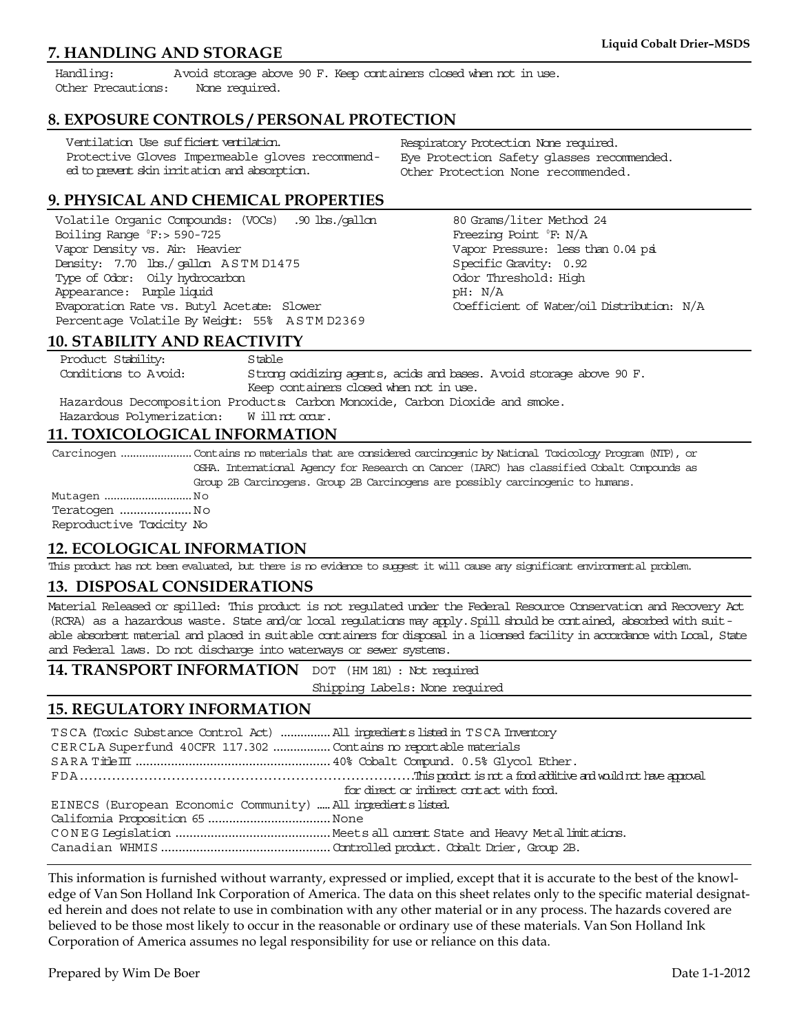## 7. HANDLING AND STORAGE

Handling: Avoid storage above 90 F. Keep containers closed when not in use.
Other Precautions: None required.

## 8. EXPOSURE CONTROLS / PERSONAL PROTECTION

Ventilation Use sufficient ventilation.
Protective Gloves Impermeable gloves recommended to prevent skin irritation and absorption.

Respiratory Protection None required.
Eye Protection Safety glasses recommended.
Other Protection None recommended.

## 9. PHYSICAL AND CHEMICAL PROPERTIES

Volatile Organic Compounds: (VOCs) .90 lbs./gallon
Boiling Range °F:> 590-725
Vapor Density vs. Air: Heavier
Density: 7.70 lbs./gallon ASTM D1475
Type of Odor: Oily hydrocarbon
Appearance: Purple liquid
Evaporation Rate vs. Butyl Acetate: Slower
Percentage Volatile By Weight: 55% ASTM D2369

80 Grams/liter Method 24
Freezing Point °F: N/A
Vapor Pressure: less than 0.04 psi
Specific Gravity: 0.92
Odor Threshold: High
pH: N/A
Coefficient of Water/oil Distribution: N/A

## 10. STABILITY AND REACTIVITY

Product Stability: Stable
Conditions to Avoid: Strong oxidizing agents, acids and bases. Avoid storage above 90 F. Keep containers closed when not in use.
Hazardous Decomposition Products: Carbon Monoxide, Carbon Dioxide and smoke.
Hazardous Polymerization: Will not occur.

## 11. TOXICOLOGICAL INFORMATION

Carcinogen ....................... Contains no materials that are considered carcinogenic by National Toxicology Program (NTP), or OSHA. International Agency for Research on Cancer (IARC) has classified Cobalt Compounds as Group 2B Carcinogens. Group 2B Carcinogens are possibly carcinogenic to humans.
Mutagen ............................ No
Teratogen ..................... No
Reproductive Toxicity No

## 12. ECOLOGICAL INFORMATION

This product has not been evaluated, but there is no evidence to suggest it will cause any significant environmental problem.

## 13. DISPOSAL CONSIDERATIONS

Material Released or spilled: This product is not regulated under the Federal Resource Conservation and Recovery Act (RCRA) as a hazardous waste. State and/or local regulations may apply. Spill should be contained, absorbed with suitable absorbent material and placed in suitable containers for disposal in a licensed facility in accordance with Local, State and Federal laws. Do not discharge into waterways or sewer systems.

## 14. TRANSPORT INFORMATION

DOT (HM 181) : Not required
Shipping Labels: None required

## 15. REGULATORY INFORMATION

TSCA (Toxic Substance Control Act) ............... All ingredients listed in TSCA Inventory
CERCLA Superfund 40CFR 117.302 ................. Contains no reportable materials
SARA Title III ....................................................... 40% Cobalt Compund. 0.5% Glycol Ether.
FDA ......................................................................... This product is not a food additive and would not have approval for direct or indirect contact with food.
EINECS (European Economic Community) ..... All ingredients listed.
California Proposition 65 ................................... None
CONEG Legislation ............................................ Meets all current State and Heavy Metal limitations.
Canadian WHMIS ................................................ Controlled product. Cobalt Drier, Group 2B.

This information is furnished without warranty, expressed or implied, except that it is accurate to the best of the knowledge of Van Son Holland Ink Corporation of America. The data on this sheet relates only to the specific material designated herein and does not relate to use in combination with any other material or in any process. The hazards covered are believed to be those most likely to occur in the reasonable or ordinary use of these materials. Van Son Holland Ink Corporation of America assumes no legal responsibility for use or reliance on this data.

Prepared by Wim De Boer

Date 1-1-2012